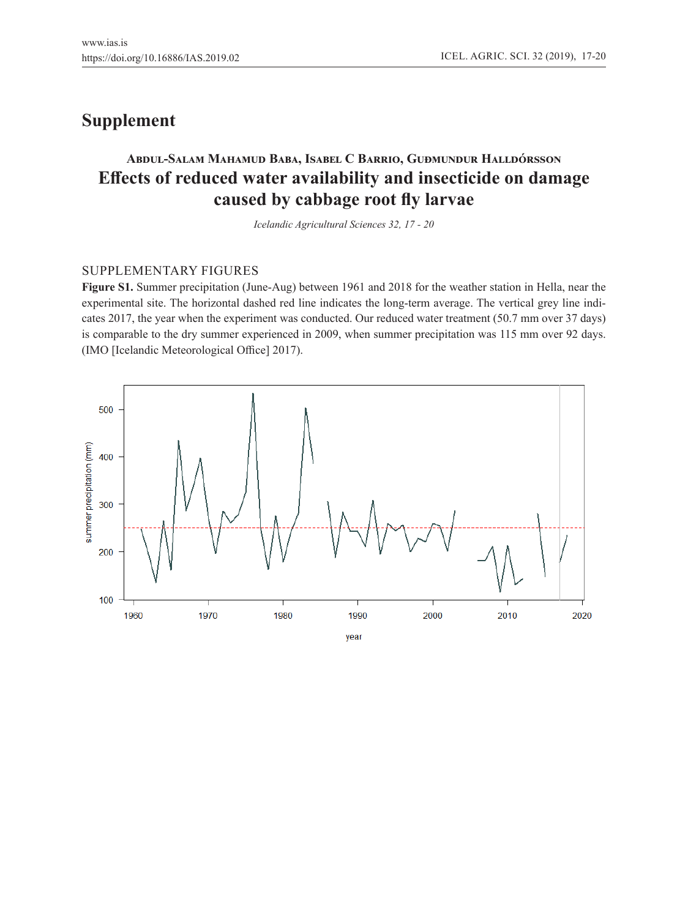# Supplement

**Abdul-Salam Mahamud Baba, Isabel C Barrio, Guðmundur Halldórsson**

## Effects of reduced water availability and insecticide on damage caused by cabbage root fly larvae

*Icelandic Agricultural Sciences 32, 17 - 20*

### SUPPLEMENTARY FIGURES

**Figure S1.** Summer precipitation (June-Aug) between 1961 and 2018 for the weather station in Hella, near the experimental site. The horizontal dashed red line indicates the long-term average. The vertical grey line indicates 2017, the year when the experiment was conducted. Our reduced water treatment (50.7 mm over 37 days) is comparable to the dry summer experienced in 2009, when summer precipitation was 115 mm over 92 days. (IMO [Icelandic Meteorological Office] 2017).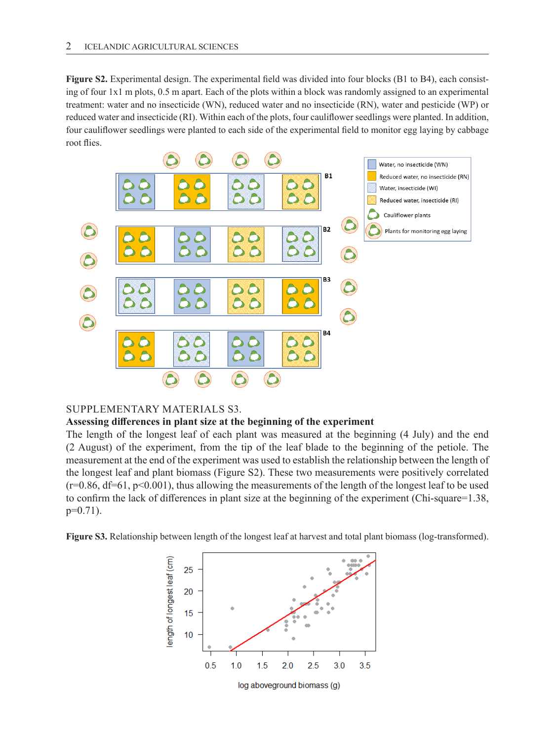**Figure S2.** Experimental design. The experimental field was divided into four blocks (B1 to B4), each consisting of four 1x1 m plots, 0.5 m apart. Each of the plots within a block was randomly assigned to an experimental treatment: water and no insecticide (WN), reduced water and no insecticide (RN), water and pesticide (WP) or reduced water and insecticide (RI). Within each of the plots, four cauliflower seedlings were planted. In addition, four cauliflower seedlings were planted to each side of the experimental field to monitor egg laying by cabbage root flies.

## SUPPLEMENTARY MATERIALS S3.

### Assessing differences in plant size at the beginning of the experiment

The length of the longest leaf of each plant was measured at the beginning (4 July) and the end (2 August) of the experiment, from the tip of the leaf blade to the beginning of the petiole. The measurement at the end of the experiment was used to establish the relationship between the length of the longest leaf and plant biomass (Figure S2). These two measurements were positively correlated ($r=0.86$, $df=61$, $p<0.001$), thus allowing the measurements of the length of the longest leaf to be used to confirm the lack of differences in plant size at the beginning of the experiment (Chi-square=1.38, $p=0.71$).

**Figure S3.** Relationship between length of the longest leaf at harvest and total plant biomass (log-transformed).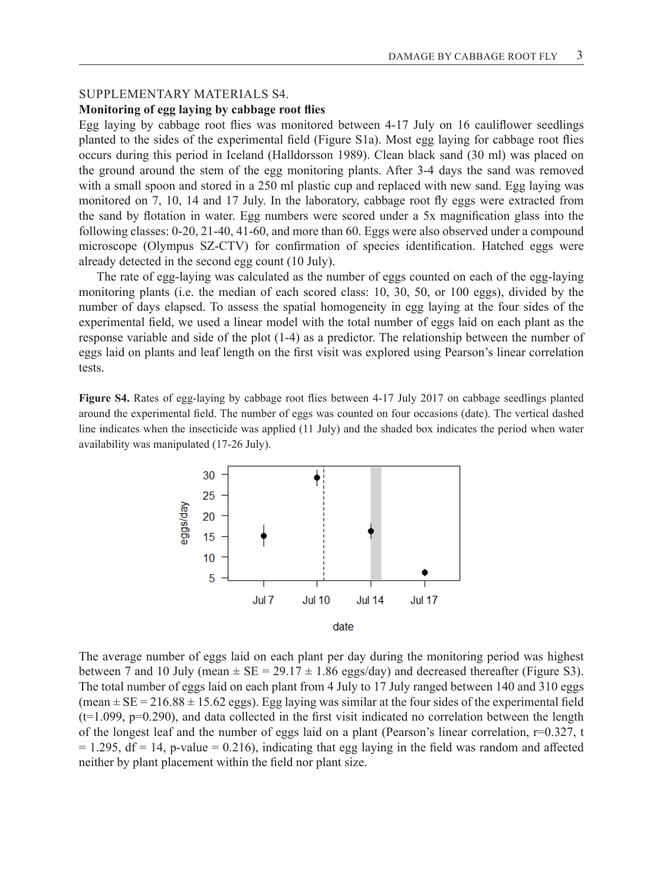SUPPLEMENTARY MATERIALS S4.

**Monitoring of egg laying by cabbage root flies**

Egg laying by cabbage root flies was monitored between 4-17 July on 16 cauliflower seedlings planted to the sides of the experimental field (Figure S1a). Most egg laying for cabbage root flies occurs during this period in Iceland (Halldorsson 1989). Clean black sand (30 ml) was placed on the ground around the stem of the egg monitoring plants. After 3-4 days the sand was removed with a small spoon and stored in a 250 ml plastic cup and replaced with new sand. Egg laying was monitored on 7, 10, 14 and 17 July. In the laboratory, cabbage root fly eggs were extracted from the sand by flotation in water. Egg numbers were scored under a 5x magnification glass into the following classes: 0-20, 21-40, 41-60, and more than 60. Eggs were also observed under a compound microscope (Olympus SZ-CTV) for confirmation of species identification. Hatched eggs were already detected in the second egg count (10 July).

The rate of egg-laying was calculated as the number of eggs counted on each of the egg-laying monitoring plants (i.e. the median of each scored class: 10, 30, 50, or 100 eggs), divided by the number of days elapsed. To assess the spatial homogeneity in egg laying at the four sides of the experimental field, we used a linear model with the total number of eggs laid on each plant as the response variable and side of the plot (1-4) as a predictor. The relationship between the number of eggs laid on plants and leaf length on the first visit was explored using Pearson's linear correlation tests.

**Figure S4.** Rates of egg-laying by cabbage root flies between 4-17 July 2017 on cabbage seedlings planted around the experimental field. The number of eggs was counted on four occasions (date). The vertical dashed line indicates when the insecticide was applied (11 July) and the shaded box indicates the period when water availability was manipulated (17-26 July).

eggs/day
30
25
20
15
10
5
Jul 7
Jul 10
Jul 14
Jul 17
date

The average number of eggs laid on each plant per day during the monitoring period was highest between 7 and 10 July (mean ± SE = 29.17 ± 1.86 eggs/day) and decreased thereafter (Figure S3). The total number of eggs laid on each plant from 4 July to 17 July ranged between 140 and 310 eggs (mean ± SE = 216.88 ± 15.62 eggs). Egg laying was similar at the four sides of the experimental field ($t$=1.099, $p$=0.290), and data collected in the first visit indicated no correlation between the length of the longest leaf and the number of eggs laid on a plant (Pearson's linear correlation, $r$=0.327, $t$ = 1.295, df = 14, p-value = 0.216), indicating that egg laying in the field was random and affected neither by plant placement within the field nor plant size.